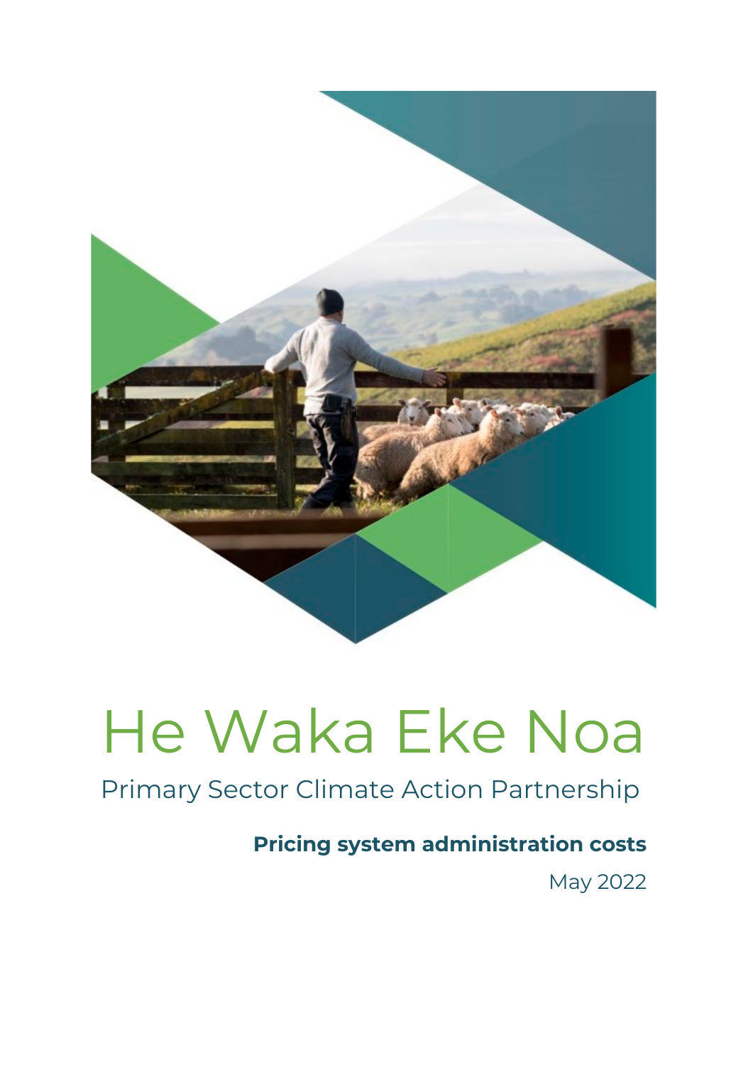# He Waka Eke Noa

## Primary Sector Climate Action Partnership

**Pricing system administration costs**

May 2022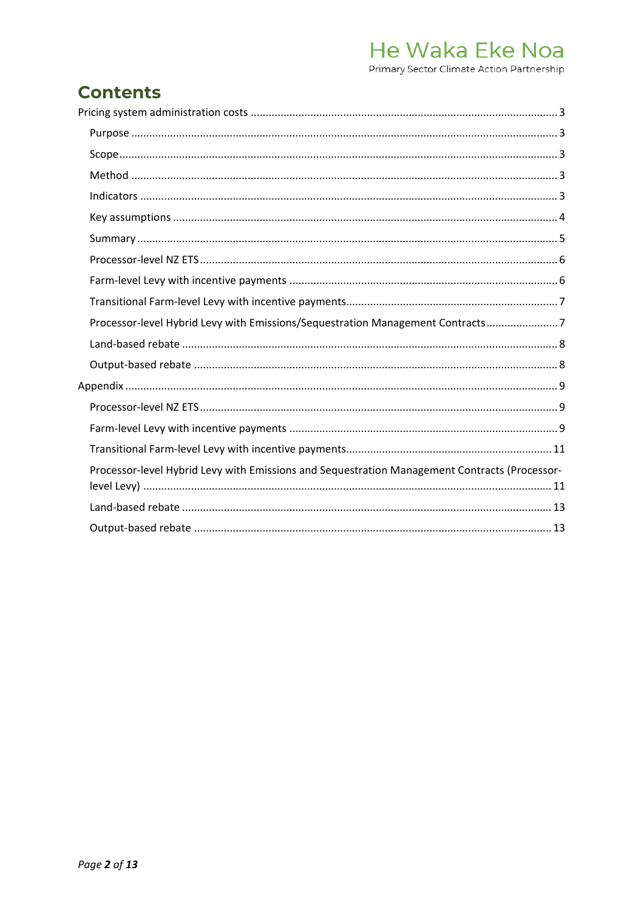# Contents

Pricing system administration costs ..... 3

- Purpose ..... 3
- Scope ..... 3
- Method ..... 3
- Indicators ..... 3
- Key assumptions ..... 4
- Summary ..... 5
- Processor-level NZ ETS ..... 6
- Farm-level Levy with incentive payments ..... 6
- Transitional Farm-level Levy with incentive payments ..... 7
- Processor-level Hybrid Levy with Emissions/Sequestration Management Contracts ..... 7
- Land-based rebate ..... 8
- Output-based rebate ..... 8

Appendix ..... 9

- Processor-level NZ ETS ..... 9
- Farm-level Levy with incentive payments ..... 9
- Transitional Farm-level Levy with incentive payments ..... 11
- Processor-level Hybrid Levy with Emissions and Sequestration Management Contracts (Processor-level Levy) ..... 11
- Land-based rebate ..... 13
- Output-based rebate ..... 13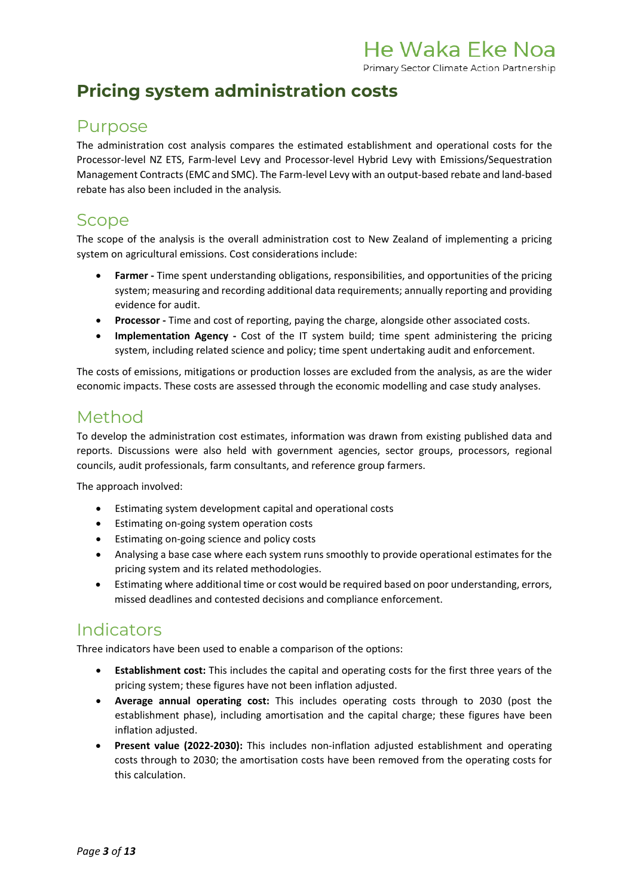# Pricing system administration costs

## Purpose

The administration cost analysis compares the estimated establishment and operational costs for the Processor-level NZ ETS, Farm-level Levy and Processor-level Hybrid Levy with Emissions/Sequestration Management Contracts (EMC and SMC). The Farm-level Levy with an output-based rebate and land-based rebate has also been included in the analysis.

## Scope

The scope of the analysis is the overall administration cost to New Zealand of implementing a pricing system on agricultural emissions. Cost considerations include:

- **Farmer -** Time spent understanding obligations, responsibilities, and opportunities of the pricing system; measuring and recording additional data requirements; annually reporting and providing evidence for audit.
- **Processor -** Time and cost of reporting, paying the charge, alongside other associated costs.
- **Implementation Agency -** Cost of the IT system build; time spent administering the pricing system, including related science and policy; time spent undertaking audit and enforcement.

The costs of emissions, mitigations or production losses are excluded from the analysis, as are the wider economic impacts. These costs are assessed through the economic modelling and case study analyses.

## Method

To develop the administration cost estimates, information was drawn from existing published data and reports. Discussions were also held with government agencies, sector groups, processors, regional councils, audit professionals, farm consultants, and reference group farmers.

The approach involved:

- Estimating system development capital and operational costs
- Estimating on-going system operation costs
- Estimating on-going science and policy costs
- Analysing a base case where each system runs smoothly to provide operational estimates for the pricing system and its related methodologies.
- Estimating where additional time or cost would be required based on poor understanding, errors, missed deadlines and contested decisions and compliance enforcement.

## Indicators

Three indicators have been used to enable a comparison of the options:

- **Establishment cost:** This includes the capital and operating costs for the first three years of the pricing system; these figures have not been inflation adjusted.
- **Average annual operating cost:** This includes operating costs through to 2030 (post the establishment phase), including amortisation and the capital charge; these figures have been inflation adjusted.
- **Present value (2022-2030):** This includes non-inflation adjusted establishment and operating costs through to 2030; the amortisation costs have been removed from the operating costs for this calculation.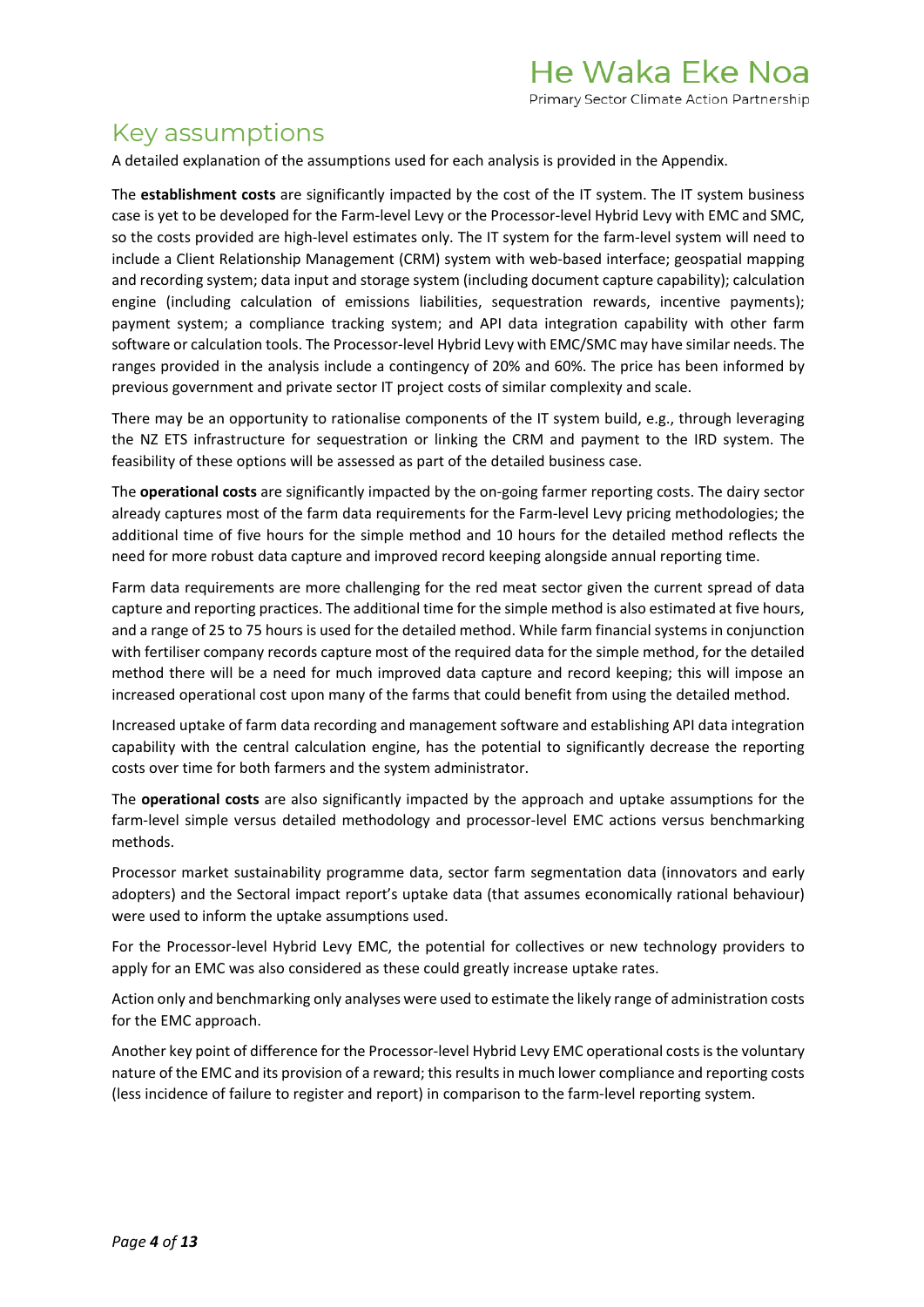## Key assumptions

A detailed explanation of the assumptions used for each analysis is provided in the Appendix.

The **establishment costs** are significantly impacted by the cost of the IT system. The IT system business case is yet to be developed for the Farm-level Levy or the Processor-level Hybrid Levy with EMC and SMC, so the costs provided are high-level estimates only. The IT system for the farm-level system will need to include a Client Relationship Management (CRM) system with web-based interface; geospatial mapping and recording system; data input and storage system (including document capture capability); calculation engine (including calculation of emissions liabilities, sequestration rewards, incentive payments); payment system; a compliance tracking system; and API data integration capability with other farm software or calculation tools. The Processor-level Hybrid Levy with EMC/SMC may have similar needs. The ranges provided in the analysis include a contingency of 20% and 60%. The price has been informed by previous government and private sector IT project costs of similar complexity and scale.

There may be an opportunity to rationalise components of the IT system build, e.g., through leveraging the NZ ETS infrastructure for sequestration or linking the CRM and payment to the IRD system. The feasibility of these options will be assessed as part of the detailed business case.

The **operational costs** are significantly impacted by the on-going farmer reporting costs. The dairy sector already captures most of the farm data requirements for the Farm-level Levy pricing methodologies; the additional time of five hours for the simple method and 10 hours for the detailed method reflects the need for more robust data capture and improved record keeping alongside annual reporting time.

Farm data requirements are more challenging for the red meat sector given the current spread of data capture and reporting practices. The additional time for the simple method is also estimated at five hours, and a range of 25 to 75 hours is used for the detailed method. While farm financial systems in conjunction with fertiliser company records capture most of the required data for the simple method, for the detailed method there will be a need for much improved data capture and record keeping; this will impose an increased operational cost upon many of the farms that could benefit from using the detailed method.

Increased uptake of farm data recording and management software and establishing API data integration capability with the central calculation engine, has the potential to significantly decrease the reporting costs over time for both farmers and the system administrator.

The **operational costs** are also significantly impacted by the approach and uptake assumptions for the farm-level simple versus detailed methodology and processor-level EMC actions versus benchmarking methods.

Processor market sustainability programme data, sector farm segmentation data (innovators and early adopters) and the Sectoral impact report's uptake data (that assumes economically rational behaviour) were used to inform the uptake assumptions used.

For the Processor-level Hybrid Levy EMC, the potential for collectives or new technology providers to apply for an EMC was also considered as these could greatly increase uptake rates.

Action only and benchmarking only analyses were used to estimate the likely range of administration costs for the EMC approach.

Another key point of difference for the Processor-level Hybrid Levy EMC operational costs is the voluntary nature of the EMC and its provision of a reward; this results in much lower compliance and reporting costs (less incidence of failure to register and report) in comparison to the farm-level reporting system.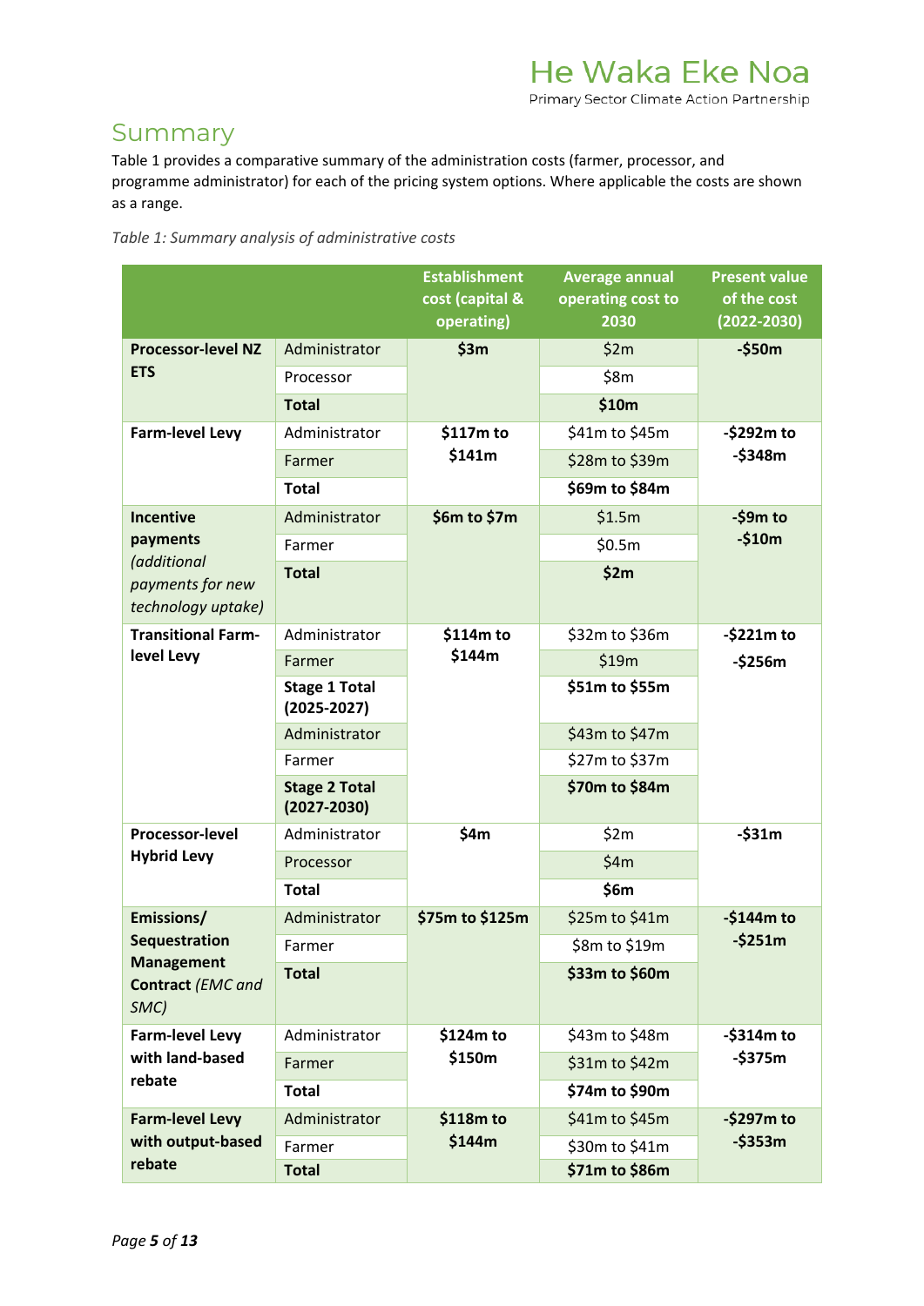## Summary

Table 1 provides a comparative summary of the administration costs (farmer, processor, and programme administrator) for each of the pricing system options. Where applicable the costs are shown as a range.

*Table 1: Summary analysis of administrative costs*

| | | Establishment cost (capital & operating) | Average annual operating cost to 2030 | Present value of the cost (2022-2030) |
|---|---|---|---|---|
| **Processor-level NZ ETS** | Administrator | **$3m** | $2m | **-$50m** |
| | Processor | | $8m | |
| | **Total** | | **$10m** | |
| **Farm-level Levy** | Administrator | **$117m to $141m** | $41m to $45m | **-$292m to -$348m** |
| | Farmer | | $28m to $39m | |
| | **Total** | | **$69m to $84m** | |
| **Incentive payments** *(additional payments for new technology uptake)* | Administrator | **$6m to $7m** | $1.5m | **-$9m to -$10m** |
| | Farmer | | $0.5m | |
| | **Total** | | **$2m** | |
| **Transitional Farm-level Levy** | Administrator | **$114m to $144m** | $32m to $36m | **-$221m to -$256m** |
| | Farmer | | $19m | |
| | **Stage 1 Total (2025-2027)** | | **$51m to $55m** | |
| | Administrator | | $43m to $47m | |
| | Farmer | | $27m to $37m | |
| | **Stage 2 Total (2027-2030)** | | **$70m to $84m** | |
| **Processor-level Hybrid Levy** | Administrator | **$4m** | $2m | **-$31m** |
| | Processor | | $4m | |
| | **Total** | | **$6m** | |
| **Emissions/ Sequestration Management Contract** *(EMC and SMC)* | Administrator | **$75m to $125m** | $25m to $41m | **-$144m to -$251m** |
| | Farmer | | $8m to $19m | |
| | **Total** | | **$33m to $60m** | |
| **Farm-level Levy with land-based rebate** | Administrator | **$124m to $150m** | $43m to $48m | **-$314m to -$375m** |
| | Farmer | | $31m to $42m | |
| | **Total** | | **$74m to $90m** | |
| **Farm-level Levy with output-based rebate** | Administrator | **$118m to $144m** | $41m to $45m | **-$297m to -$353m** |
| | Farmer | | $30m to $41m | |
| | **Total** | | **$71m to $86m** | |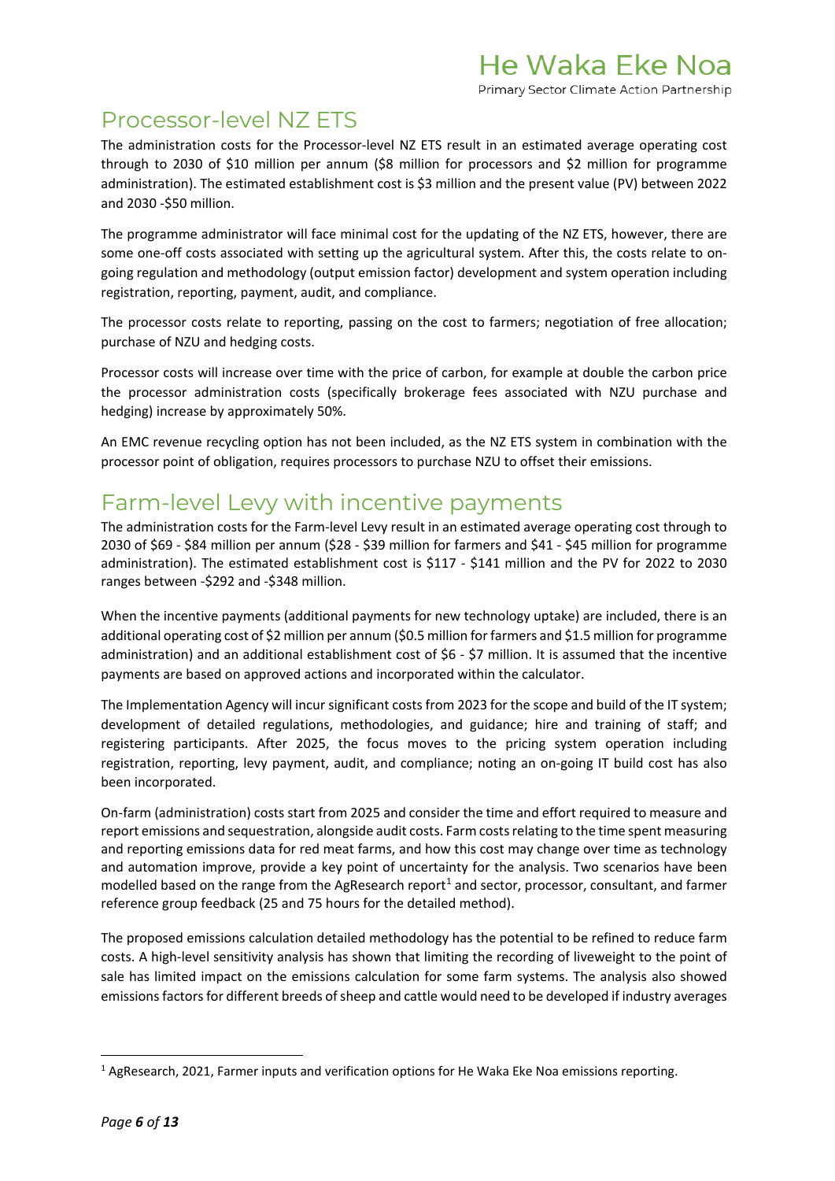## Processor-level NZ ETS

The administration costs for the Processor-level NZ ETS result in an estimated average operating cost through to 2030 of $10 million per annum ($8 million for processors and $2 million for programme administration). The estimated establishment cost is $3 million and the present value (PV) between 2022 and 2030 -$50 million.

The programme administrator will face minimal cost for the updating of the NZ ETS, however, there are some one-off costs associated with setting up the agricultural system. After this, the costs relate to on-going regulation and methodology (output emission factor) development and system operation including registration, reporting, payment, audit, and compliance.

The processor costs relate to reporting, passing on the cost to farmers; negotiation of free allocation; purchase of NZU and hedging costs.

Processor costs will increase over time with the price of carbon, for example at double the carbon price the processor administration costs (specifically brokerage fees associated with NZU purchase and hedging) increase by approximately 50%.

An EMC revenue recycling option has not been included, as the NZ ETS system in combination with the processor point of obligation, requires processors to purchase NZU to offset their emissions.

## Farm-level Levy with incentive payments

The administration costs for the Farm-level Levy result in an estimated average operating cost through to 2030 of $69 - $84 million per annum ($28 - $39 million for farmers and $41 - $45 million for programme administration). The estimated establishment cost is $117 - $141 million and the PV for 2022 to 2030 ranges between -$292 and -$348 million.

When the incentive payments (additional payments for new technology uptake) are included, there is an additional operating cost of $2 million per annum ($0.5 million for farmers and $1.5 million for programme administration) and an additional establishment cost of $6 - $7 million. It is assumed that the incentive payments are based on approved actions and incorporated within the calculator.

The Implementation Agency will incur significant costs from 2023 for the scope and build of the IT system; development of detailed regulations, methodologies, and guidance; hire and training of staff; and registering participants. After 2025, the focus moves to the pricing system operation including registration, reporting, levy payment, audit, and compliance; noting an on-going IT build cost has also been incorporated.

On-farm (administration) costs start from 2025 and consider the time and effort required to measure and report emissions and sequestration, alongside audit costs. Farm costs relating to the time spent measuring and reporting emissions data for red meat farms, and how this cost may change over time as technology and automation improve, provide a key point of uncertainty for the analysis. Two scenarios have been modelled based on the range from the AgResearch report[1] and sector, processor, consultant, and farmer reference group feedback (25 and 75 hours for the detailed method).

The proposed emissions calculation detailed methodology has the potential to be refined to reduce farm costs. A high-level sensitivity analysis has shown that limiting the recording of liveweight to the point of sale has limited impact on the emissions calculation for some farm systems. The analysis also showed emissions factors for different breeds of sheep and cattle would need to be developed if industry averages

[1] AgResearch, 2021, Farmer inputs and verification options for He Waka Eke Noa emissions reporting.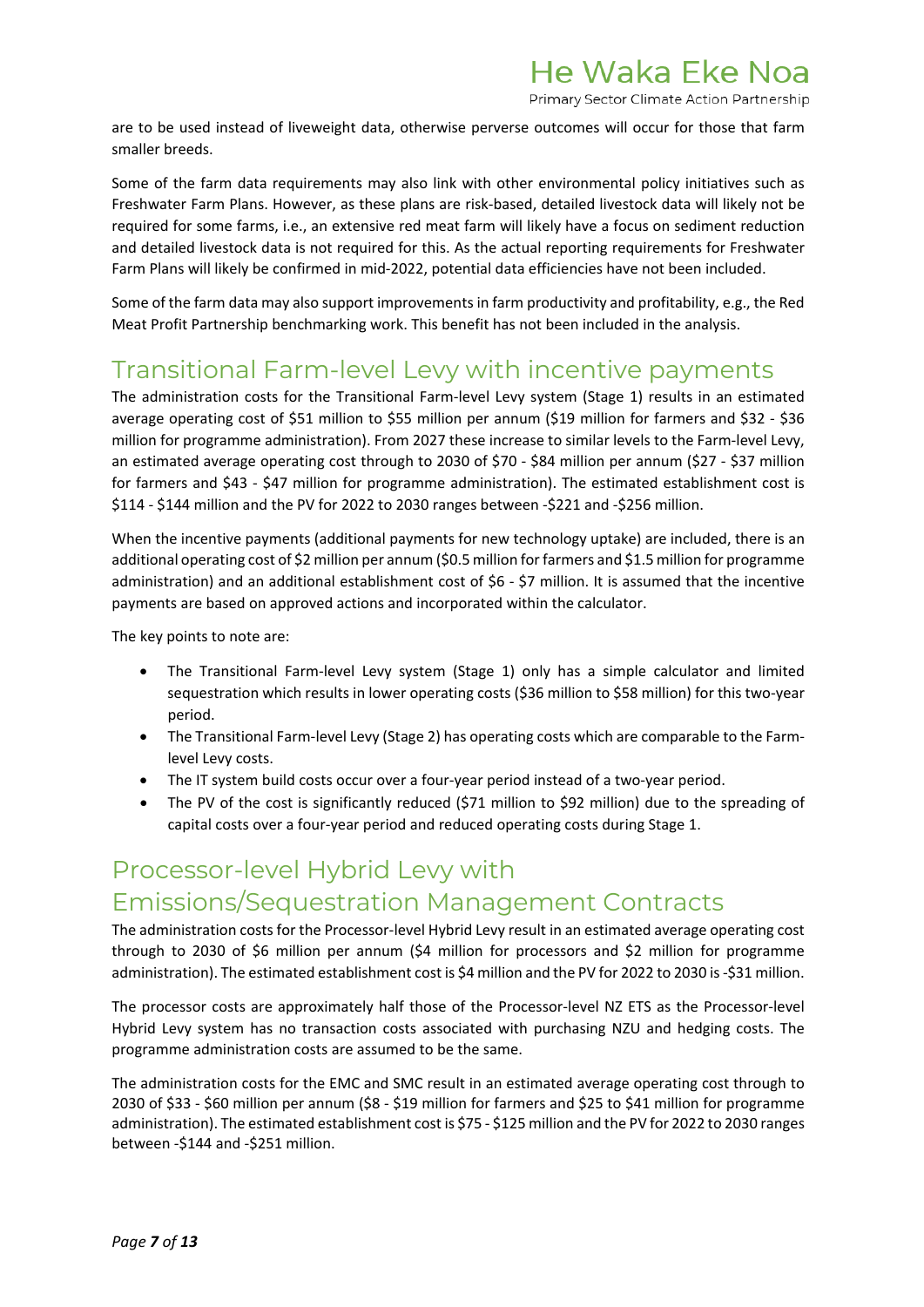are to be used instead of liveweight data, otherwise perverse outcomes will occur for those that farm smaller breeds.

Some of the farm data requirements may also link with other environmental policy initiatives such as Freshwater Farm Plans. However, as these plans are risk-based, detailed livestock data will likely not be required for some farms, i.e., an extensive red meat farm will likely have a focus on sediment reduction and detailed livestock data is not required for this. As the actual reporting requirements for Freshwater Farm Plans will likely be confirmed in mid-2022, potential data efficiencies have not been included.

Some of the farm data may also support improvements in farm productivity and profitability, e.g., the Red Meat Profit Partnership benchmarking work. This benefit has not been included in the analysis.

## Transitional Farm-level Levy with incentive payments

The administration costs for the Transitional Farm-level Levy system (Stage 1) results in an estimated average operating cost of $51 million to $55 million per annum ($19 million for farmers and $32 - $36 million for programme administration). From 2027 these increase to similar levels to the Farm-level Levy, an estimated average operating cost through to 2030 of $70 - $84 million per annum ($27 - $37 million for farmers and $43 - $47 million for programme administration). The estimated establishment cost is $114 - $144 million and the PV for 2022 to 2030 ranges between -$221 and -$256 million.

When the incentive payments (additional payments for new technology uptake) are included, there is an additional operating cost of $2 million per annum ($0.5 million for farmers and $1.5 million for programme administration) and an additional establishment cost of $6 - $7 million. It is assumed that the incentive payments are based on approved actions and incorporated within the calculator.

The key points to note are:

- The Transitional Farm-level Levy system (Stage 1) only has a simple calculator and limited sequestration which results in lower operating costs ($36 million to $58 million) for this two-year period.
- The Transitional Farm-level Levy (Stage 2) has operating costs which are comparable to the Farm-level Levy costs.
- The IT system build costs occur over a four-year period instead of a two-year period.
- The PV of the cost is significantly reduced ($71 million to $92 million) due to the spreading of capital costs over a four-year period and reduced operating costs during Stage 1.

## Processor-level Hybrid Levy with Emissions/Sequestration Management Contracts

The administration costs for the Processor-level Hybrid Levy result in an estimated average operating cost through to 2030 of $6 million per annum ($4 million for processors and $2 million for programme administration). The estimated establishment cost is $4 million and the PV for 2022 to 2030 is -$31 million.

The processor costs are approximately half those of the Processor-level NZ ETS as the Processor-level Hybrid Levy system has no transaction costs associated with purchasing NZU and hedging costs. The programme administration costs are assumed to be the same.

The administration costs for the EMC and SMC result in an estimated average operating cost through to 2030 of $33 - $60 million per annum ($8 - $19 million for farmers and $25 to $41 million for programme administration). The estimated establishment cost is $75 - $125 million and the PV for 2022 to 2030 ranges between -$144 and -$251 million.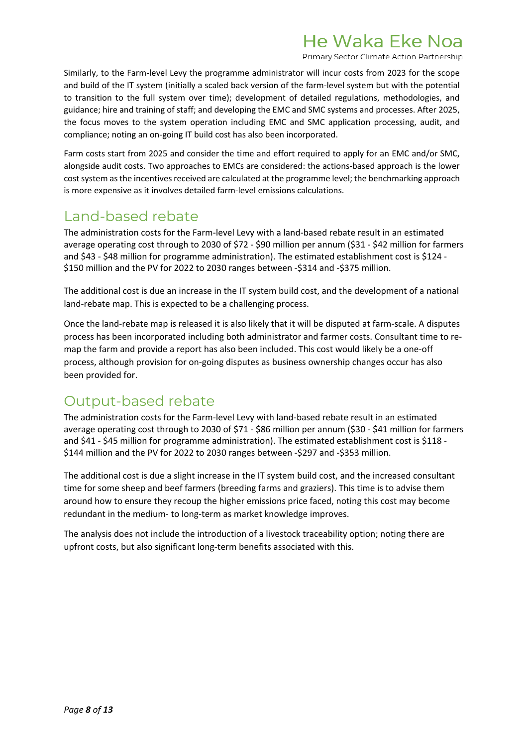Similarly, to the Farm-level Levy the programme administrator will incur costs from 2023 for the scope and build of the IT system (initially a scaled back version of the farm-level system but with the potential to transition to the full system over time); development of detailed regulations, methodologies, and guidance; hire and training of staff; and developing the EMC and SMC systems and processes. After 2025, the focus moves to the system operation including EMC and SMC application processing, audit, and compliance; noting an on-going IT build cost has also been incorporated.

Farm costs start from 2025 and consider the time and effort required to apply for an EMC and/or SMC, alongside audit costs. Two approaches to EMCs are considered: the actions-based approach is the lower cost system as the incentives received are calculated at the programme level; the benchmarking approach is more expensive as it involves detailed farm-level emissions calculations.

## Land-based rebate

The administration costs for the Farm-level Levy with a land-based rebate result in an estimated average operating cost through to 2030 of $72 - $90 million per annum ($31 - $42 million for farmers and $43 - $48 million for programme administration). The estimated establishment cost is $124 - $150 million and the PV for 2022 to 2030 ranges between -$314 and -$375 million.

The additional cost is due an increase in the IT system build cost, and the development of a national land-rebate map. This is expected to be a challenging process.

Once the land-rebate map is released it is also likely that it will be disputed at farm-scale. A disputes process has been incorporated including both administrator and farmer costs. Consultant time to re-map the farm and provide a report has also been included. This cost would likely be a one-off process, although provision for on-going disputes as business ownership changes occur has also been provided for.

## Output-based rebate

The administration costs for the Farm-level Levy with land-based rebate result in an estimated average operating cost through to 2030 of $71 - $86 million per annum ($30 - $41 million for farmers and $41 - $45 million for programme administration). The estimated establishment cost is $118 - $144 million and the PV for 2022 to 2030 ranges between -$297 and -$353 million.

The additional cost is due a slight increase in the IT system build cost, and the increased consultant time for some sheep and beef farmers (breeding farms and graziers). This time is to advise them around how to ensure they recoup the higher emissions price faced, noting this cost may become redundant in the medium- to long-term as market knowledge improves.

The analysis does not include the introduction of a livestock traceability option; noting there are upfront costs, but also significant long-term benefits associated with this.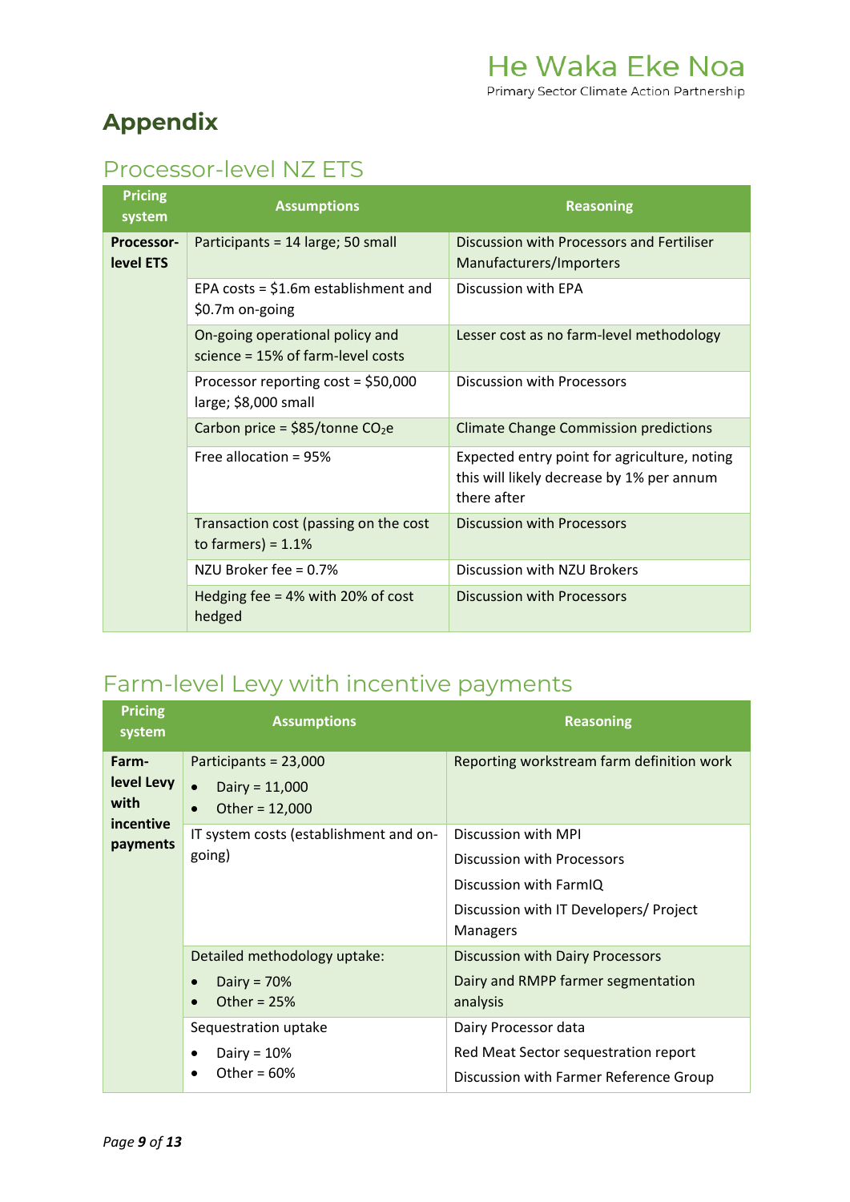# Appendix

## Processor-level NZ ETS

| Pricing system | Assumptions | Reasoning |
|---|---|---|
| **Processor-level ETS** | Participants = 14 large; 50 small | Discussion with Processors and Fertiliser Manufacturers/Importers |
| | EPA costs = $1.6m establishment and $0.7m on-going | Discussion with EPA |
| | On-going operational policy and science = 15% of farm-level costs | Lesser cost as no farm-level methodology |
| | Processor reporting cost = $50,000 large; $8,000 small | Discussion with Processors |
| | Carbon price = $85/tonne $CO_2$e | Climate Change Commission predictions |
| | Free allocation = 95% | Expected entry point for agriculture, noting this will likely decrease by 1% per annum there after |
| | Transaction cost (passing on the cost to farmers) = 1.1% | Discussion with Processors |
| | NZU Broker fee = 0.7% | Discussion with NZU Brokers |
| | Hedging fee = 4% with 20% of cost hedged | Discussion with Processors |

## Farm-level Levy with incentive payments

| Pricing system | Assumptions | Reasoning |
|---|---|---|
| **Farm-level Levy with incentive payments** | Participants = 23,000<br>• Dairy = 11,000<br>• Other = 12,000 | Reporting workstream farm definition work |
| | IT system costs (establishment and on-going) | Discussion with MPI<br>Discussion with Processors<br>Discussion with FarmIQ<br>Discussion with IT Developers/ Project Managers |
| | Detailed methodology uptake:<br>• Dairy = 70%<br>• Other = 25% | Discussion with Dairy Processors<br>Dairy and RMPP farmer segmentation analysis |
| | Sequestration uptake<br>• Dairy = 10%<br>• Other = 60% | Dairy Processor data<br>Red Meat Sector sequestration report<br>Discussion with Farmer Reference Group |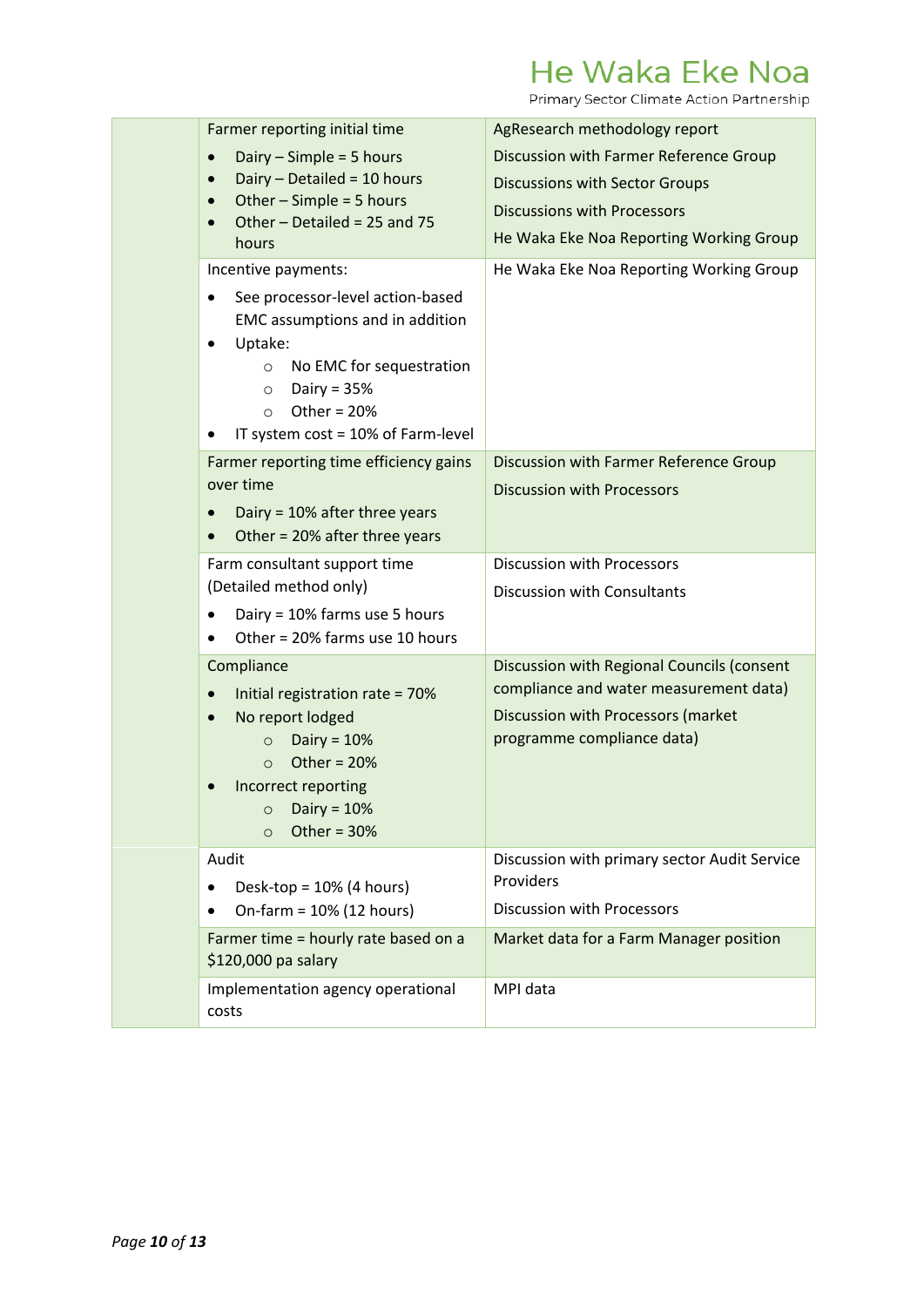| | | |
|---|---|---|
| | Farmer reporting initial time<br>• Dairy – Simple = 5 hours<br>• Dairy – Detailed = 10 hours<br>• Other – Simple = 5 hours<br>• Other – Detailed = 25 and 75 hours | AgResearch methodology report<br>Discussion with Farmer Reference Group<br>Discussions with Sector Groups<br>Discussions with Processors<br>He Waka Eke Noa Reporting Working Group |
| | Incentive payments:<br>• See processor-level action-based EMC assumptions and in addition<br>• Uptake:<br>  ○ No EMC for sequestration<br>  ○ Dairy = 35%<br>  ○ Other = 20%<br>• IT system cost = 10% of Farm-level | He Waka Eke Noa Reporting Working Group |
| | Farmer reporting time efficiency gains over time<br>• Dairy = 10% after three years<br>• Other = 20% after three years | Discussion with Farmer Reference Group<br>Discussion with Processors |
| | Farm consultant support time (Detailed method only)<br>• Dairy = 10% farms use 5 hours<br>• Other = 20% farms use 10 hours | Discussion with Processors<br>Discussion with Consultants |
| | Compliance<br>• Initial registration rate = 70%<br>• No report lodged<br>  ○ Dairy = 10%<br>  ○ Other = 20%<br>• Incorrect reporting<br>  ○ Dairy = 10%<br>  ○ Other = 30% | Discussion with Regional Councils (consent compliance and water measurement data)<br>Discussion with Processors (market programme compliance data) |
| | Audit<br>• Desk-top = 10% (4 hours)<br>• On-farm = 10% (12 hours) | Discussion with primary sector Audit Service Providers<br>Discussion with Processors |
| | Farmer time = hourly rate based on a $120,000 pa salary | Market data for a Farm Manager position |
| | Implementation agency operational costs | MPI data |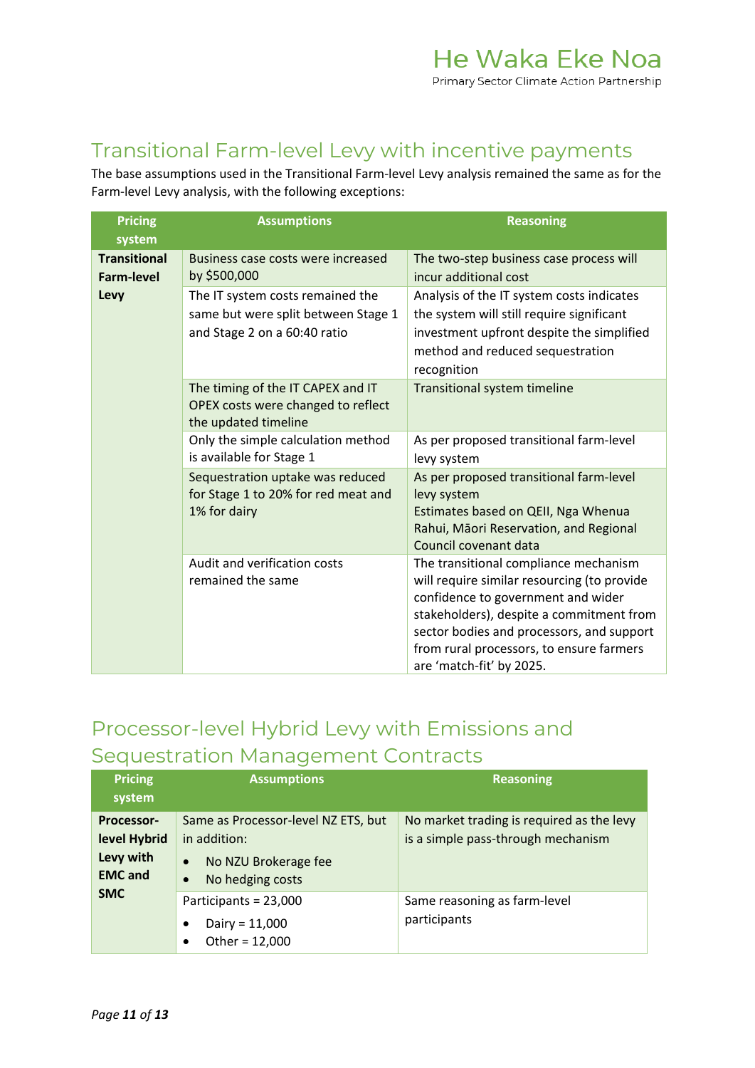## Transitional Farm-level Levy with incentive payments

The base assumptions used in the Transitional Farm-level Levy analysis remained the same as for the Farm-level Levy analysis, with the following exceptions:

| Pricing system | Assumptions | Reasoning |
|---|---|---|
| **Transitional Farm-level Levy** | Business case costs were increased by $500,000 | The two-step business case process will incur additional cost |
| | The IT system costs remained the same but were split between Stage 1 and Stage 2 on a 60:40 ratio | Analysis of the IT system costs indicates the system will still require significant investment upfront despite the simplified method and reduced sequestration recognition |
| | The timing of the IT CAPEX and IT OPEX costs were changed to reflect the updated timeline | Transitional system timeline |
| | Only the simple calculation method is available for Stage 1 | As per proposed transitional farm-level levy system |
| | Sequestration uptake was reduced for Stage 1 to 20% for red meat and 1% for dairy | As per proposed transitional farm-level levy system<br>Estimates based on QEII, Nga Whenua Rahui, Māori Reservation, and Regional Council covenant data |
| | Audit and verification costs remained the same | The transitional compliance mechanism will require similar resourcing (to provide confidence to government and wider stakeholders), despite a commitment from sector bodies and processors, and support from rural processors, to ensure farmers are 'match-fit' by 2025. |

## Processor-level Hybrid Levy with Emissions and Sequestration Management Contracts

| Pricing system | Assumptions | Reasoning |
|---|---|---|
| **Processor-level Hybrid Levy with EMC and SMC** | Same as Processor-level NZ ETS, but in addition:<br>• No NZU Brokerage fee<br>• No hedging costs | No market trading is required as the levy is a simple pass-through mechanism |
| | Participants = 23,000<br>• Dairy = 11,000<br>• Other = 12,000 | Same reasoning as farm-level participants |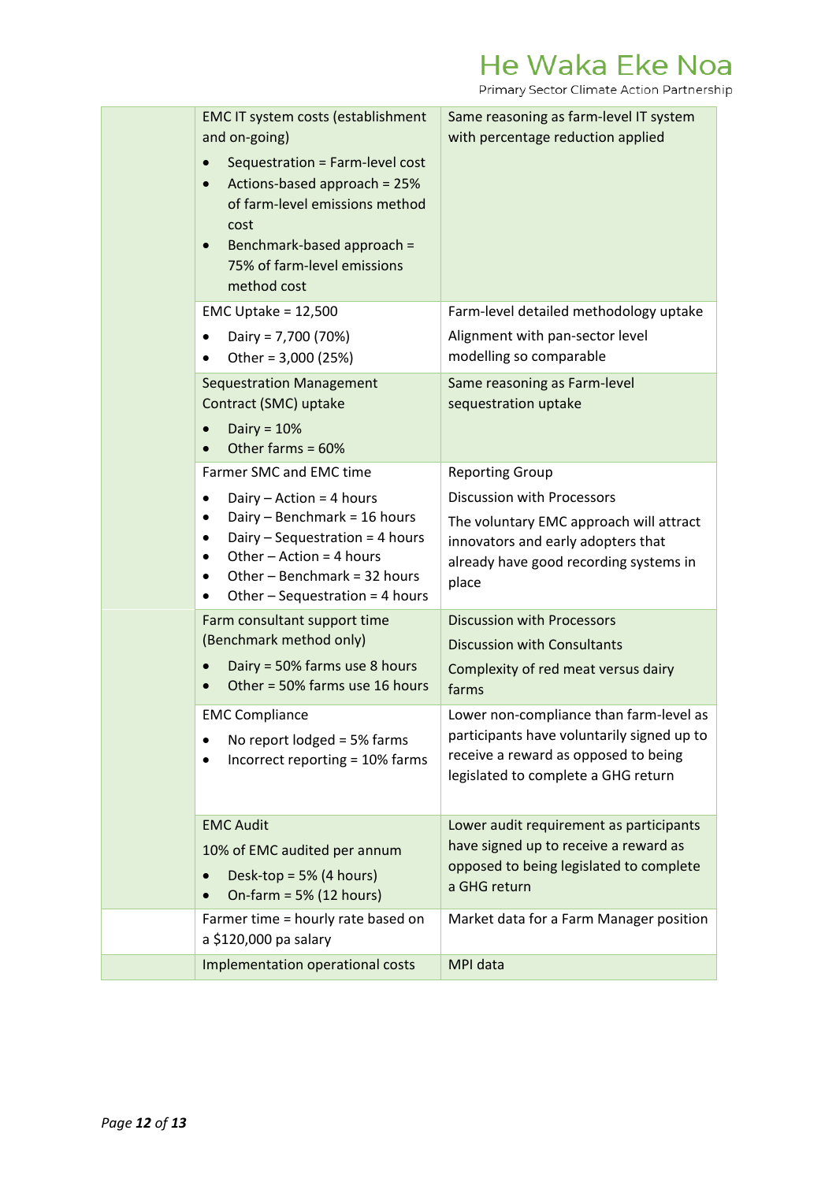| | | |
|---|---|---|
| | EMC IT system costs (establishment and on-going)<br>• Sequestration = Farm-level cost<br>• Actions-based approach = 25% of farm-level emissions method cost<br>• Benchmark-based approach = 75% of farm-level emissions method cost | Same reasoning as farm-level IT system with percentage reduction applied |
| | EMC Uptake = 12,500<br>• Dairy = 7,700 (70%)<br>• Other = 3,000 (25%) | Farm-level detailed methodology uptake<br>Alignment with pan-sector level modelling so comparable |
| | Sequestration Management Contract (SMC) uptake<br>• Dairy = 10%<br>• Other farms = 60% | Same reasoning as Farm-level sequestration uptake |
| | Farmer SMC and EMC time<br>• Dairy – Action = 4 hours<br>• Dairy – Benchmark = 16 hours<br>• Dairy – Sequestration = 4 hours<br>• Other – Action = 4 hours<br>• Other – Benchmark = 32 hours<br>• Other – Sequestration = 4 hours | Reporting Group<br>Discussion with Processors<br>The voluntary EMC approach will attract innovators and early adopters that already have good recording systems in place |
| | Farm consultant support time (Benchmark method only)<br>• Dairy = 50% farms use 8 hours<br>• Other = 50% farms use 16 hours | Discussion with Processors<br>Discussion with Consultants<br>Complexity of red meat versus dairy farms |
| | EMC Compliance<br>• No report lodged = 5% farms<br>• Incorrect reporting = 10% farms | Lower non-compliance than farm-level as participants have voluntarily signed up to receive a reward as opposed to being legislated to complete a GHG return |
| | EMC Audit<br>10% of EMC audited per annum<br>• Desk-top = 5% (4 hours)<br>• On-farm = 5% (12 hours) | Lower audit requirement as participants have signed up to receive a reward as opposed to being legislated to complete a GHG return |
| | Farmer time = hourly rate based on a $120,000 pa salary | Market data for a Farm Manager position |
| | Implementation operational costs | MPI data |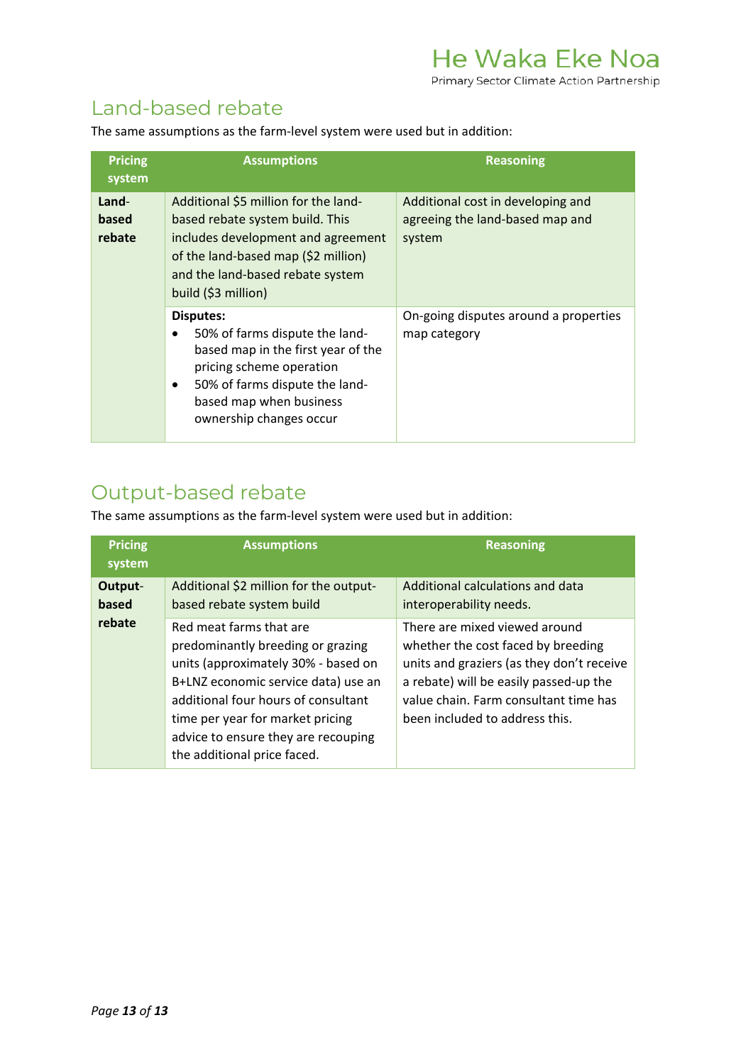## Land-based rebate

The same assumptions as the farm-level system were used but in addition:

| Pricing system | Assumptions | Reasoning |
|---|---|---|
| **Land-based rebate** | Additional $5 million for the land-based rebate system build. This includes development and agreement of the land-based map ($2 million) and the land-based rebate system build ($3 million) | Additional cost in developing and agreeing the land-based map and system |
| | **Disputes:**<br>• 50% of farms dispute the land-based map in the first year of the pricing scheme operation<br>• 50% of farms dispute the land-based map when business ownership changes occur | On-going disputes around a properties map category |

## Output-based rebate

The same assumptions as the farm-level system were used but in addition:

| Pricing system | Assumptions | Reasoning |
|---|---|---|
| **Output-based rebate** | Additional $2 million for the output-based rebate system build | Additional calculations and data interoperability needs. |
| | Red meat farms that are predominantly breeding or grazing units (approximately 30% - based on B+LNZ economic service data) use an additional four hours of consultant time per year for market pricing advice to ensure they are recouping the additional price faced. | There are mixed viewed around whether the cost faced by breeding units and graziers (as they don't receive a rebate) will be easily passed-up the value chain. Farm consultant time has been included to address this. |